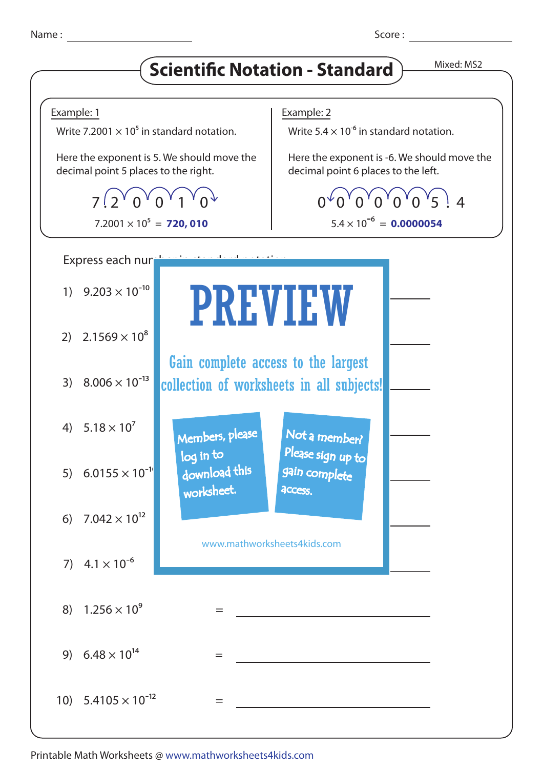Name : ________________ Score : ________________

# Scientific Notation - Standard

Mixed: MS2

**Example: 1**

Write $7.2001 \times 10^5$ in standard notation.

Here the exponent is 5. We should move the decimal point 5 places to the right.

7 . 2 0 0 1 0

$7.2001 \times 10^5$ = **720, 010**

**Example: 2**

Write $5.4 \times 10^{-6}$ in standard notation.

Here the exponent is -6. We should move the decimal point 6 places to the left.

0 0 0 0 0 0 5 . 4

$5.4 \times 10^{-6}$ = **0.0000054**

Express each nur

1) $9.203 \times 10^{-10}$ ____________

2) $2.1569 \times 10^{8}$ ____________

3) $8.006 \times 10^{-13}$ ____________

4) $5.18 \times 10^{7}$ ____________

5) $6.0155 \times 10^{-1}$ ____________

6) $7.042 \times 10^{12}$ ____________

7) $4.1 \times 10^{-6}$ ____________

8) $1.256 \times 10^{9}$ = ____________

9) $6.48 \times 10^{14}$ = ____________

10) $5.4105 \times 10^{-12}$ = ____________

PREVIEW

Gain complete access to the largest collection of worksheets in all subjects!

Members, please log in to download this worksheet.

Not a member? Please sign up to gain complete access.

www.mathworksheets4kids.com

Printable Math Worksheets @ www.mathworksheets4kids.com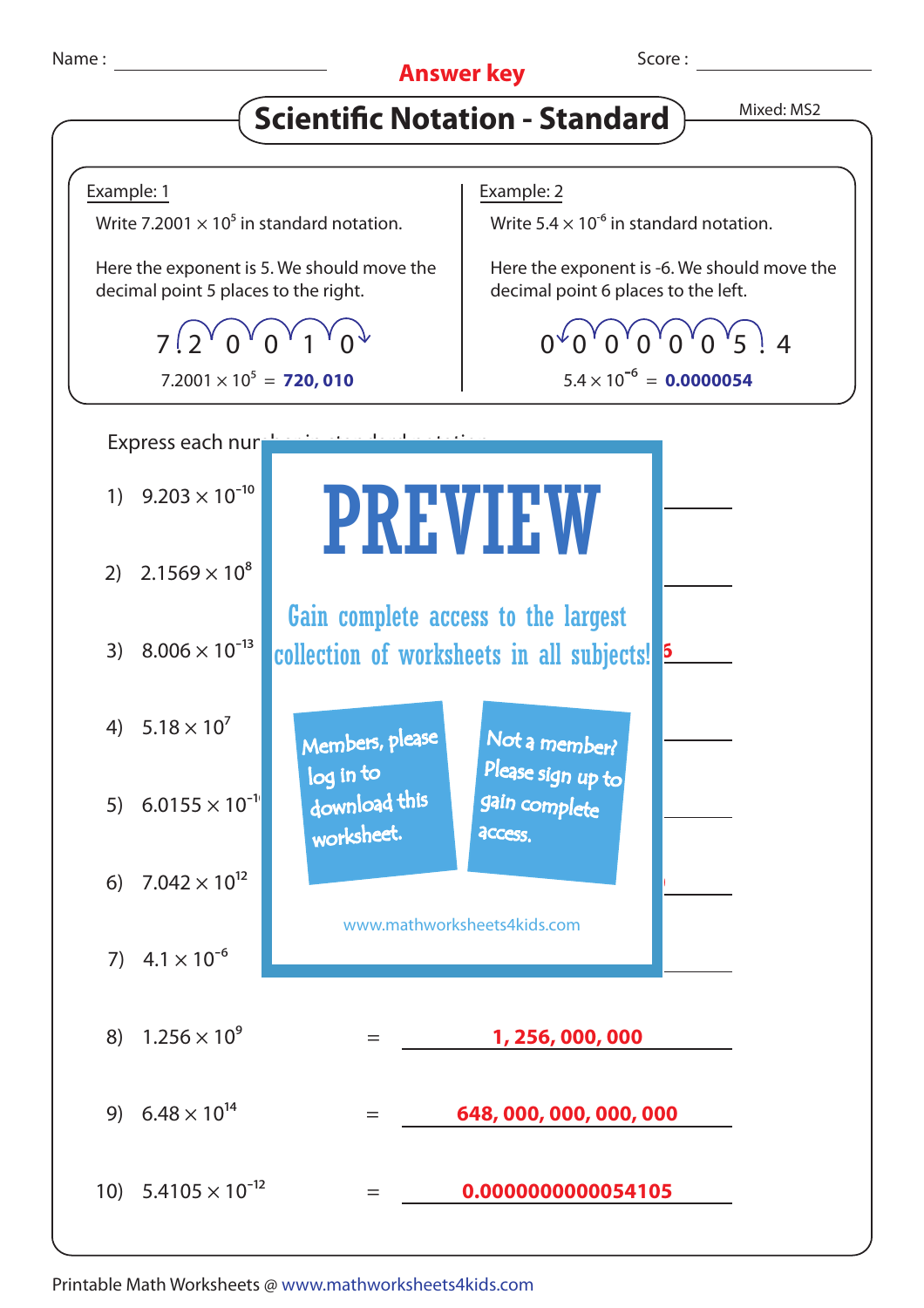Name : ______________ **Answer key** Score : ______________

# Scientific Notation - Standard

Mixed: MS2

**Example: 1**

Write $7.2001 \times 10^5$ in standard notation.

Here the exponent is 5. We should move the decimal point 5 places to the right.

7 . 2 0 0 1 0

$7.2001 \times 10^5$ = **720, 010**

**Example: 2**

Write $5.4 \times 10^{-6}$ in standard notation.

Here the exponent is -6. We should move the decimal point 6 places to the left.

0 0 0 0 0 0 5 . 4

$5.4 \times 10^{-6}$ = **0.0000054**

Express each number in standard notation.

PREVIEW

Gain complete access to the largest collection of worksheets in all subjects!

Members, please log in to download this worksheet.

Not a member? Please sign up to gain complete access.

www.mathworksheets4kids.com

1) $9.203 \times 10^{-10}$ = ______________

2) $2.1569 \times 10^{8}$ = ______________

3) $8.006 \times 10^{-13}$ = ______________

4) $5.18 \times 10^{7}$ = ______________

5) $6.0155 \times 10^{-1}$ = ______________

6) $7.042 \times 10^{12}$ = ______________

7) $4.1 \times 10^{-6}$ = ______________

8) $1.256 \times 10^{9}$ = **1, 256, 000, 000**

9) $6.48 \times 10^{14}$ = **648, 000, 000, 000, 000**

10) $5.4105 \times 10^{-12}$ = **0.0000000000054105**

Printable Math Worksheets @ www.mathworksheets4kids.com